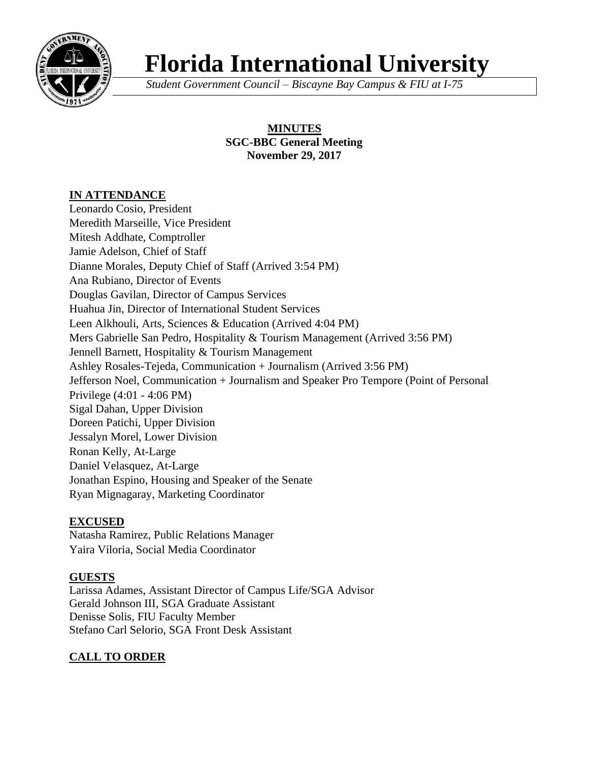# Florida International University

*Student Government Council – Biscayne Bay Campus & FIU at I-75*

**MINUTES**
**SGC-BBC General Meeting**
**November 29, 2017**

## IN ATTENDANCE

Leonardo Cosio, President
Meredith Marseille, Vice President
Mitesh Addhate, Comptroller
Jamie Adelson, Chief of Staff
Dianne Morales, Deputy Chief of Staff (Arrived 3:54 PM)
Ana Rubiano, Director of Events
Douglas Gavilan, Director of Campus Services
Huahua Jin, Director of International Student Services
Leen Alkhouli, Arts, Sciences & Education (Arrived 4:04 PM)
Mers Gabrielle San Pedro, Hospitality & Tourism Management (Arrived 3:56 PM)
Jennell Barnett, Hospitality & Tourism Management
Ashley Rosales-Tejeda, Communication + Journalism (Arrived 3:56 PM)
Jefferson Noel, Communication + Journalism and Speaker Pro Tempore (Point of Personal Privilege (4:01 - 4:06 PM)
Sigal Dahan, Upper Division
Doreen Patichi, Upper Division
Jessalyn Morel, Lower Division
Ronan Kelly, At-Large
Daniel Velasquez, At-Large
Jonathan Espino, Housing and Speaker of the Senate
Ryan Mignagaray, Marketing Coordinator

## EXCUSED

Natasha Ramirez, Public Relations Manager
Yaira Viloria, Social Media Coordinator

## GUESTS

Larissa Adames, Assistant Director of Campus Life/SGA Advisor
Gerald Johnson III, SGA Graduate Assistant
Denisse Solis, FIU Faculty Member
Stefano Carl Selorio, SGA Front Desk Assistant

## CALL TO ORDER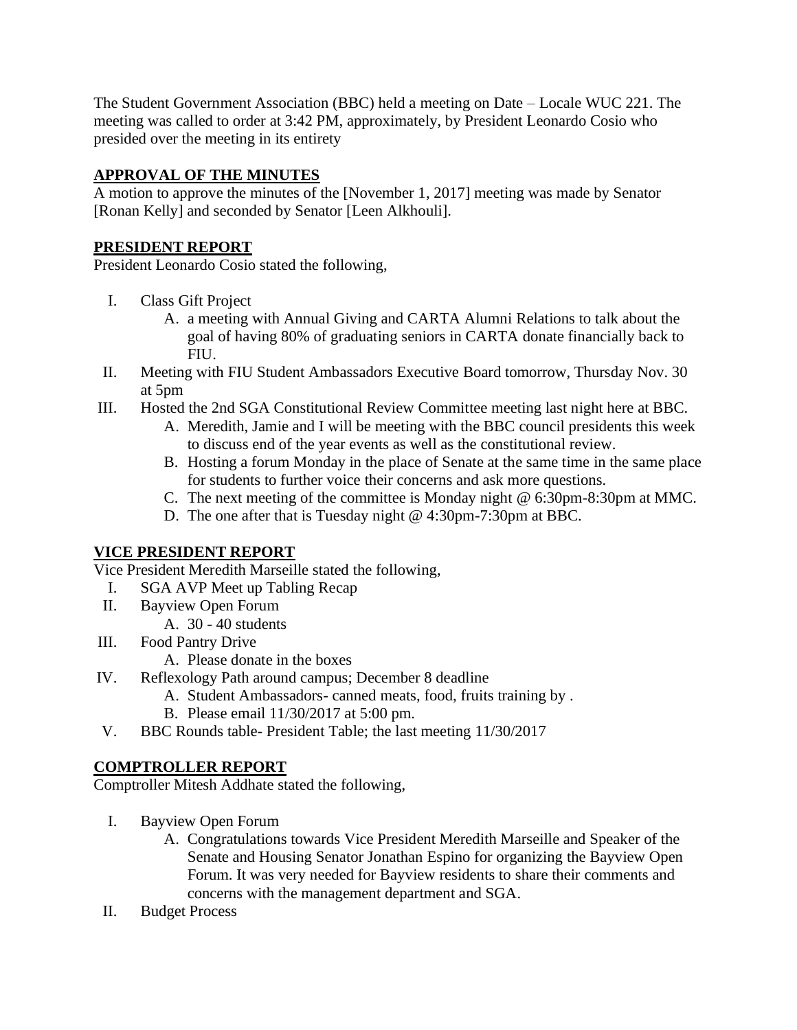The Student Government Association (BBC) held a meeting on Date – Locale WUC 221. The meeting was called to order at 3:42 PM, approximately, by President Leonardo Cosio who presided over the meeting in its entirety

## APPROVAL OF THE MINUTES

A motion to approve the minutes of the [November 1, 2017] meeting was made by Senator [Ronan Kelly] and seconded by Senator [Leen Alkhouli].

## PRESIDENT REPORT

President Leonardo Cosio stated the following,

I. Class Gift Project
   A. a meeting with Annual Giving and CARTA Alumni Relations to talk about the goal of having 80% of graduating seniors in CARTA donate financially back to FIU.

II. Meeting with FIU Student Ambassadors Executive Board tomorrow, Thursday Nov. 30 at 5pm

III. Hosted the 2nd SGA Constitutional Review Committee meeting last night here at BBC.
   A. Meredith, Jamie and I will be meeting with the BBC council presidents this week to discuss end of the year events as well as the constitutional review.
   B. Hosting a forum Monday in the place of Senate at the same time in the same place for students to further voice their concerns and ask more questions.
   C. The next meeting of the committee is Monday night @ 6:30pm-8:30pm at MMC.
   D. The one after that is Tuesday night @ 4:30pm-7:30pm at BBC.

## VICE PRESIDENT REPORT

Vice President Meredith Marseille stated the following,

I. SGA AVP Meet up Tabling Recap

II. Bayview Open Forum
   A. 30 - 40 students

III. Food Pantry Drive
   A. Please donate in the boxes

IV. Reflexology Path around campus; December 8 deadline
   A. Student Ambassadors- canned meats, food, fruits training by .
   B. Please email 11/30/2017 at 5:00 pm.

V. BBC Rounds table- President Table; the last meeting 11/30/2017

## COMPTROLLER REPORT

Comptroller Mitesh Addhate stated the following,

I. Bayview Open Forum
   A. Congratulations towards Vice President Meredith Marseille and Speaker of the Senate and Housing Senator Jonathan Espino for organizing the Bayview Open Forum. It was very needed for Bayview residents to share their comments and concerns with the management department and SGA.

II. Budget Process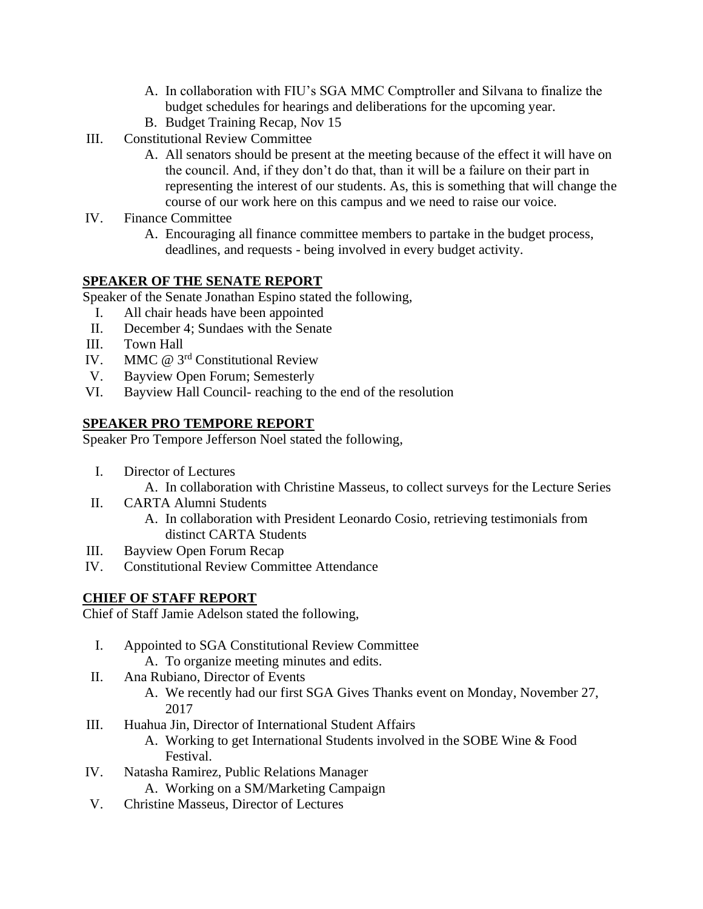A. In collaboration with FIU's SGA MMC Comptroller and Silvana to finalize the budget schedules for hearings and deliberations for the upcoming year.
   B. Budget Training Recap, Nov 15

III. Constitutional Review Committee
   A. All senators should be present at the meeting because of the effect it will have on the council. And, if they don't do that, than it will be a failure on their part in representing the interest of our students. As, this is something that will change the course of our work here on this campus and we need to raise our voice.

IV. Finance Committee
   A. Encouraging all finance committee members to partake in the budget process, deadlines, and requests - being involved in every budget activity.

## SPEAKER OF THE SENATE REPORT

Speaker of the Senate Jonathan Espino stated the following,

I. All chair heads have been appointed
II. December 4; Sundaes with the Senate
III. Town Hall
IV. MMC @ 3rd Constitutional Review
V. Bayview Open Forum; Semesterly
VI. Bayview Hall Council- reaching to the end of the resolution

## SPEAKER PRO TEMPORE REPORT

Speaker Pro Tempore Jefferson Noel stated the following,

I. Director of Lectures
   A. In collaboration with Christine Masseus, to collect surveys for the Lecture Series
II. CARTA Alumni Students
   A. In collaboration with President Leonardo Cosio, retrieving testimonials from distinct CARTA Students
III. Bayview Open Forum Recap
IV. Constitutional Review Committee Attendance

## CHIEF OF STAFF REPORT

Chief of Staff Jamie Adelson stated the following,

I. Appointed to SGA Constitutional Review Committee
   A. To organize meeting minutes and edits.
II. Ana Rubiano, Director of Events
   A. We recently had our first SGA Gives Thanks event on Monday, November 27, 2017
III. Huahua Jin, Director of International Student Affairs
   A. Working to get International Students involved in the SOBE Wine & Food Festival.
IV. Natasha Ramirez, Public Relations Manager
   A. Working on a SM/Marketing Campaign
V. Christine Masseus, Director of Lectures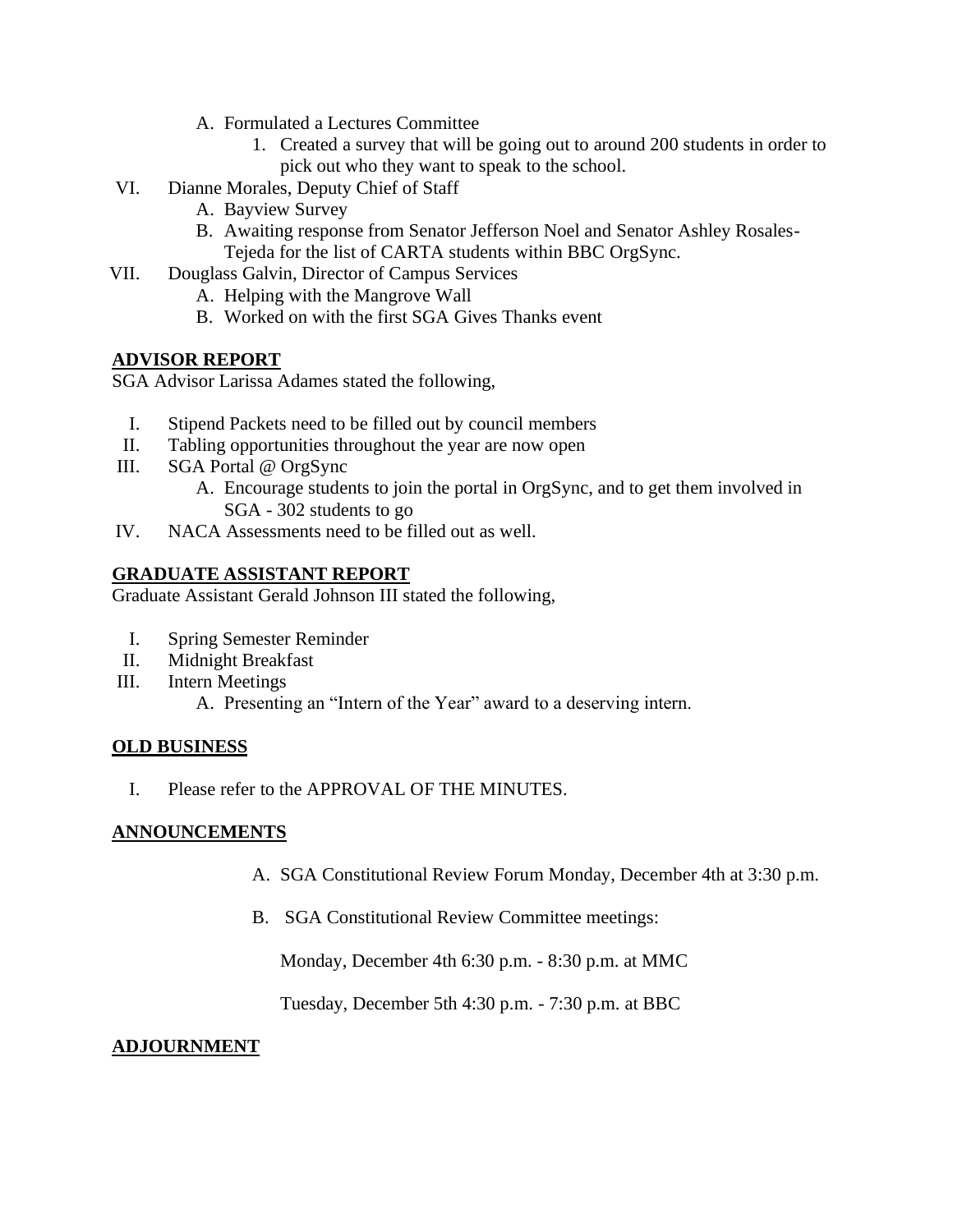A. Formulated a Lectures Committee
   1. Created a survey that will be going out to around 200 students in order to pick out who they want to speak to the school.

VI. Dianne Morales, Deputy Chief of Staff
   A. Bayview Survey
   B. Awaiting response from Senator Jefferson Noel and Senator Ashley Rosales-Tejeda for the list of CARTA students within BBC OrgSync.

VII. Douglass Galvin, Director of Campus Services
   A. Helping with the Mangrove Wall
   B. Worked on with the first SGA Gives Thanks event

## ADVISOR REPORT

SGA Advisor Larissa Adames stated the following,

I. Stipend Packets need to be filled out by council members
II. Tabling opportunities throughout the year are now open
III. SGA Portal @ OrgSync
   A. Encourage students to join the portal in OrgSync, and to get them involved in SGA - 302 students to go
IV. NACA Assessments need to be filled out as well.

## GRADUATE ASSISTANT REPORT

Graduate Assistant Gerald Johnson III stated the following,

I. Spring Semester Reminder
II. Midnight Breakfast
III. Intern Meetings
   A. Presenting an "Intern of the Year" award to a deserving intern.

## OLD BUSINESS

I. Please refer to the APPROVAL OF THE MINUTES.

## ANNOUNCEMENTS

A. SGA Constitutional Review Forum Monday, December 4th at 3:30 p.m.

B. SGA Constitutional Review Committee meetings:

   Monday, December 4th 6:30 p.m. - 8:30 p.m. at MMC

   Tuesday, December 5th 4:30 p.m. - 7:30 p.m. at BBC

## ADJOURNMENT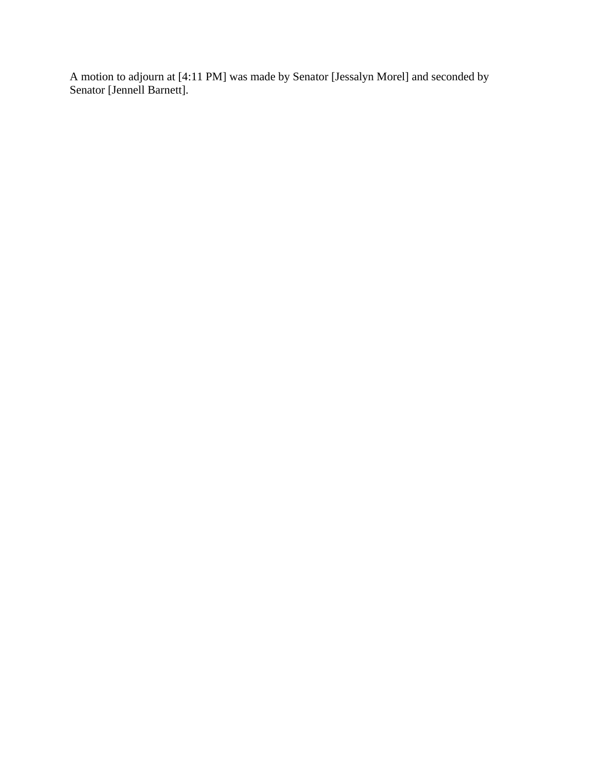A motion to adjourn at [4:11 PM] was made by Senator [Jessalyn Morel] and seconded by Senator [Jennell Barnett].